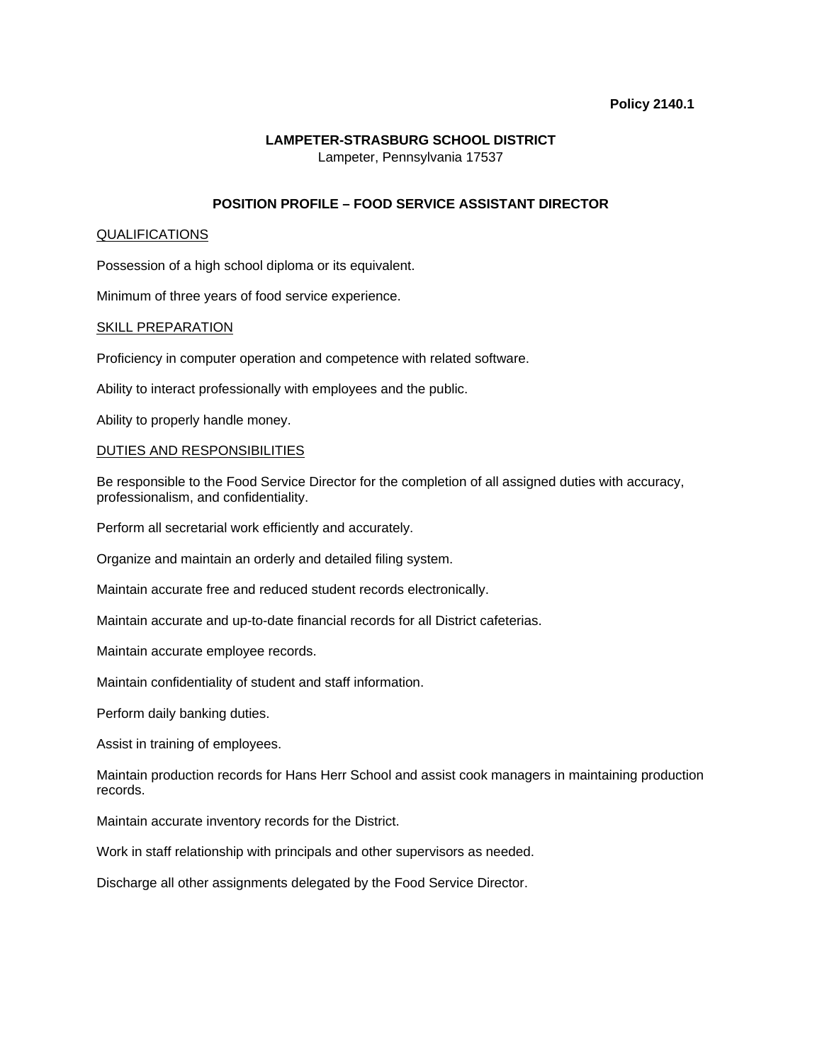**Policy 2140.1**

**LAMPETER-STRASBURG SCHOOL DISTRICT**
Lampeter, Pennsylvania 17537

**POSITION PROFILE – FOOD SERVICE ASSISTANT DIRECTOR**

QUALIFICATIONS

Possession of a high school diploma or its equivalent.

Minimum of three years of food service experience.

SKILL PREPARATION

Proficiency in computer operation and competence with related software.

Ability to interact professionally with employees and the public.

Ability to properly handle money.

DUTIES AND RESPONSIBILITIES

Be responsible to the Food Service Director for the completion of all assigned duties with accuracy, professionalism, and confidentiality.

Perform all secretarial work efficiently and accurately.

Organize and maintain an orderly and detailed filing system.

Maintain accurate free and reduced student records electronically.

Maintain accurate and up-to-date financial records for all District cafeterias.

Maintain accurate employee records.

Maintain confidentiality of student and staff information.

Perform daily banking duties.

Assist in training of employees.

Maintain production records for Hans Herr School and assist cook managers in maintaining production records.

Maintain accurate inventory records for the District.

Work in staff relationship with principals and other supervisors as needed.

Discharge all other assignments delegated by the Food Service Director.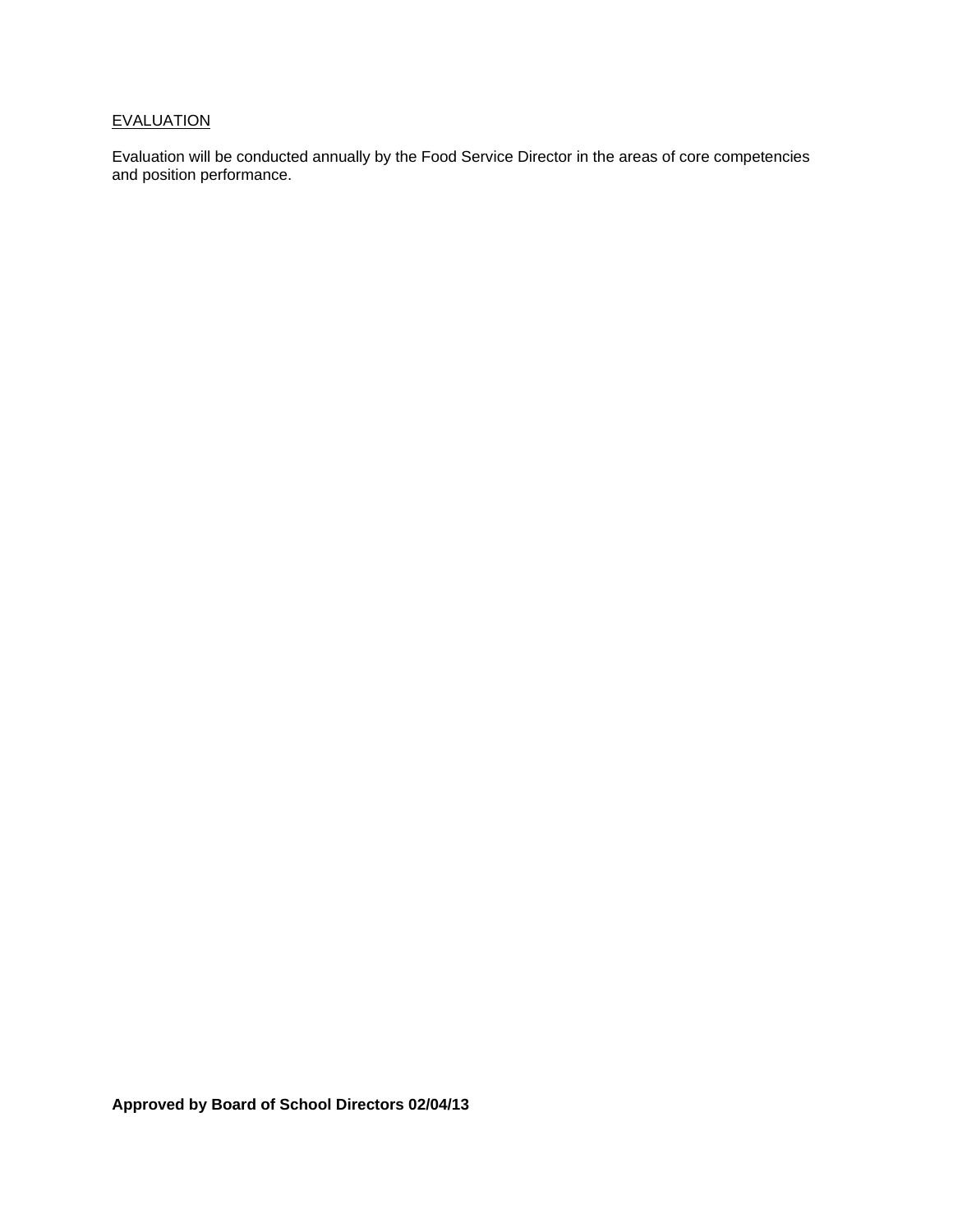EVALUATION

Evaluation will be conducted annually by the Food Service Director in the areas of core competencies and position performance.

**Approved by Board of School Directors 02/04/13**